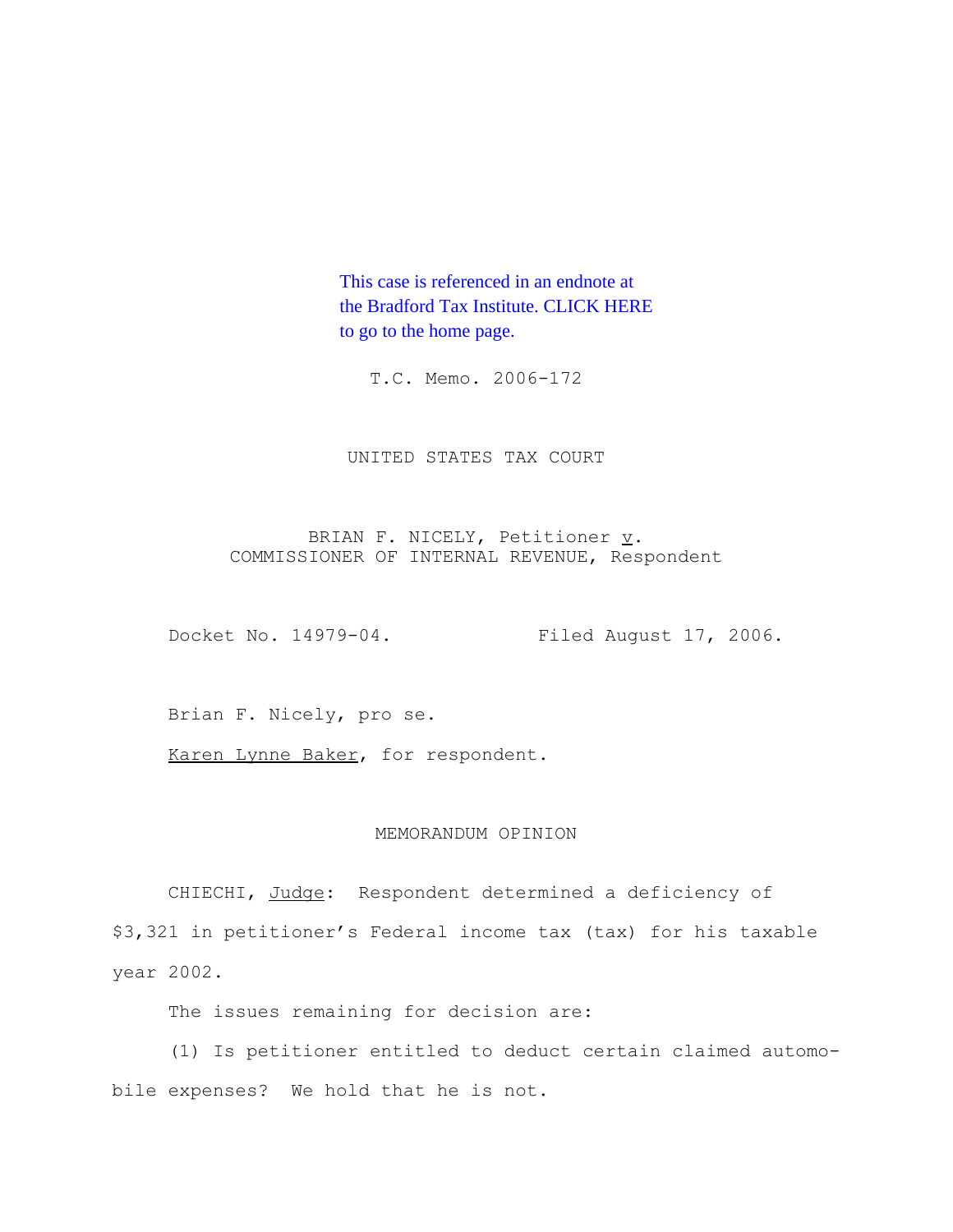This case is referenced in an endnote at the Bradford Tax Institute. CLICK HERE to go to the home page.

T.C. Memo. 2006-172

UNITED STATES TAX COURT

BRIAN F. NICELY, Petitioner *v*.
COMMISSIONER OF INTERNAL REVENUE, Respondent

Docket No. 14979-04. Filed August 17, 2006.

Brian F. Nicely, pro se.

Karen Lynne Baker, for respondent.

MEMORANDUM OPINION

CHIECHI, *Judge*: Respondent determined a deficiency of $3,321 in petitioner's Federal income tax (tax) for his taxable year 2002.

The issues remaining for decision are:

(1) Is petitioner entitled to deduct certain claimed automobile expenses? We hold that he is not.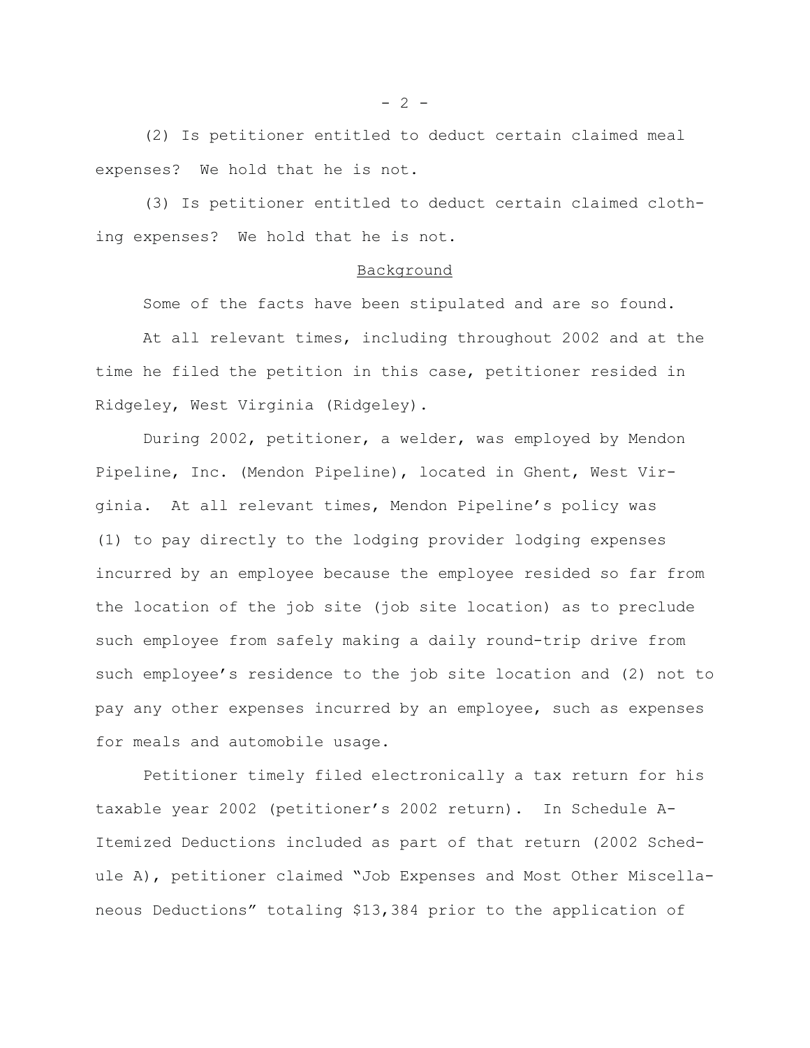(2) Is petitioner entitled to deduct certain claimed meal expenses? We hold that he is not.

(3) Is petitioner entitled to deduct certain claimed clothing expenses? We hold that he is not.

## Background

Some of the facts have been stipulated and are so found.

At all relevant times, including throughout 2002 and at the time he filed the petition in this case, petitioner resided in Ridgeley, West Virginia (Ridgeley).

During 2002, petitioner, a welder, was employed by Mendon Pipeline, Inc. (Mendon Pipeline), located in Ghent, West Virginia. At all relevant times, Mendon Pipeline's policy was (1) to pay directly to the lodging provider lodging expenses incurred by an employee because the employee resided so far from the location of the job site (job site location) as to preclude such employee from safely making a daily round-trip drive from such employee's residence to the job site location and (2) not to pay any other expenses incurred by an employee, such as expenses for meals and automobile usage.

Petitioner timely filed electronically a tax return for his taxable year 2002 (petitioner's 2002 return). In Schedule A-Itemized Deductions included as part of that return (2002 Schedule A), petitioner claimed "Job Expenses and Most Other Miscellaneous Deductions" totaling $13,384 prior to the application of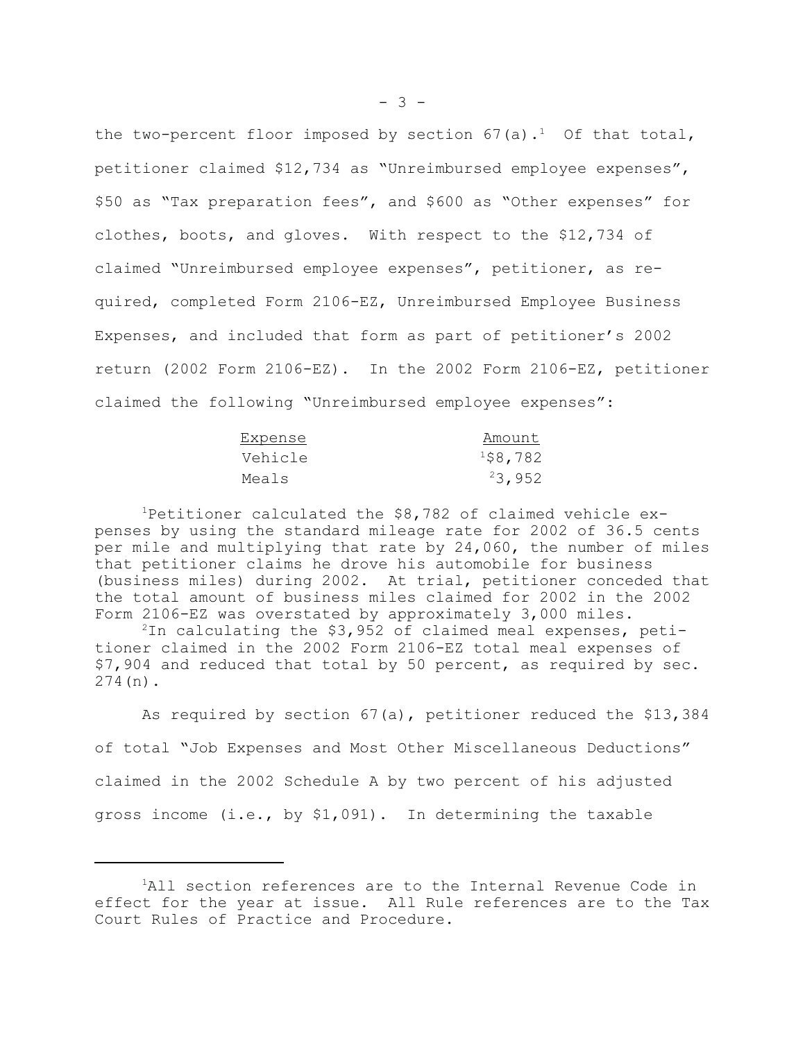the two-percent floor imposed by section 67(a).[1] Of that total, petitioner claimed $12,734 as "Unreimbursed employee expenses", $50 as "Tax preparation fees", and $600 as "Other expenses" for clothes, boots, and gloves. With respect to the $12,734 of claimed "Unreimbursed employee expenses", petitioner, as required, completed Form 2106-EZ, Unreimbursed Employee Business Expenses, and included that form as part of petitioner's 2002 return (2002 Form 2106-EZ). In the 2002 Form 2106-EZ, petitioner claimed the following "Unreimbursed employee expenses":

| Expense | Amount |
|---|---|
| Vehicle | [1]$8,782 |
| Meals | [2]3,952 |

[1]Petitioner calculated the $8,782 of claimed vehicle expenses by using the standard mileage rate for 2002 of 36.5 cents per mile and multiplying that rate by 24,060, the number of miles that petitioner claims he drove his automobile for business (business miles) during 2002. At trial, petitioner conceded that the total amount of business miles claimed for 2002 in the 2002 Form 2106-EZ was overstated by approximately 3,000 miles.

[2]In calculating the $3,952 of claimed meal expenses, petitioner claimed in the 2002 Form 2106-EZ total meal expenses of $7,904 and reduced that total by 50 percent, as required by sec. 274(n).

As required by section 67(a), petitioner reduced the $13,384 of total "Job Expenses and Most Other Miscellaneous Deductions" claimed in the 2002 Schedule A by two percent of his adjusted gross income (i.e., by $1,091). In determining the taxable

---

[1]All section references are to the Internal Revenue Code in effect for the year at issue. All Rule references are to the Tax Court Rules of Practice and Procedure.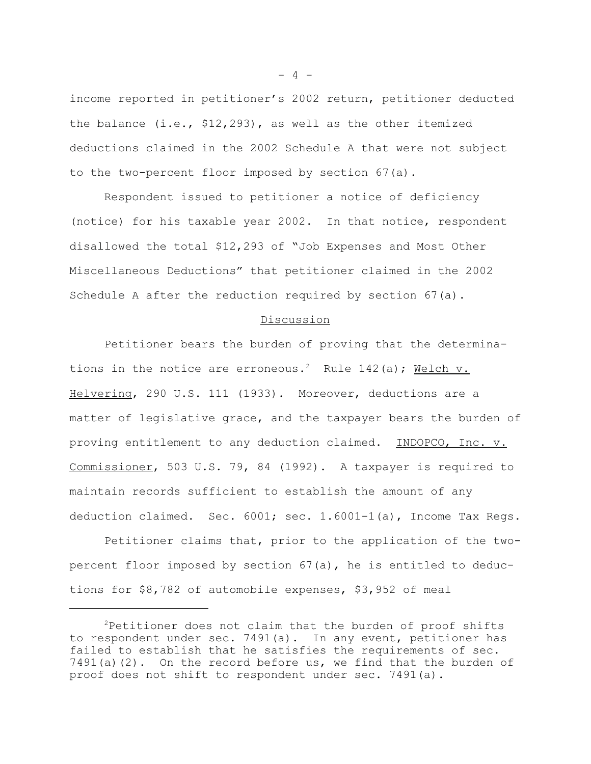income reported in petitioner's 2002 return, petitioner deducted the balance (i.e., $12,293), as well as the other itemized deductions claimed in the 2002 Schedule A that were not subject to the two-percent floor imposed by section 67(a).

Respondent issued to petitioner a notice of deficiency (notice) for his taxable year 2002. In that notice, respondent disallowed the total $12,293 of "Job Expenses and Most Other Miscellaneous Deductions" that petitioner claimed in the 2002 Schedule A after the reduction required by section 67(a).

## Discussion

Petitioner bears the burden of proving that the determinations in the notice are erroneous.[2] Rule 142(a); Welch v. Helvering, 290 U.S. 111 (1933). Moreover, deductions are a matter of legislative grace, and the taxpayer bears the burden of proving entitlement to any deduction claimed. INDOPCO, Inc. v. Commissioner, 503 U.S. 79, 84 (1992). A taxpayer is required to maintain records sufficient to establish the amount of any deduction claimed. Sec. 6001; sec. 1.6001-1(a), Income Tax Regs.

Petitioner claims that, prior to the application of the two-percent floor imposed by section 67(a), he is entitled to deductions for $8,782 of automobile expenses, $3,952 of meal

---

[2]Petitioner does not claim that the burden of proof shifts to respondent under sec. 7491(a). In any event, petitioner has failed to establish that he satisfies the requirements of sec. 7491(a)(2). On the record before us, we find that the burden of proof does not shift to respondent under sec. 7491(a).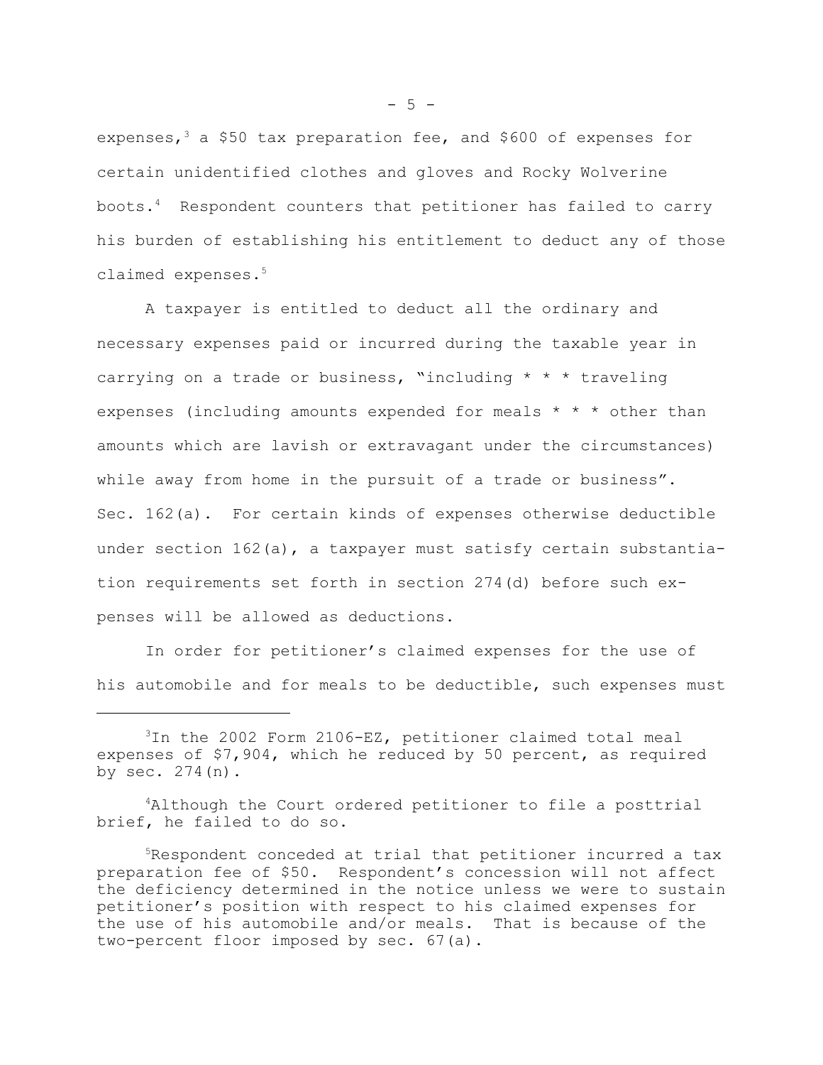expenses,[3] a $50 tax preparation fee, and $600 of expenses for certain unidentified clothes and gloves and Rocky Wolverine boots.[4] Respondent counters that petitioner has failed to carry his burden of establishing his entitlement to deduct any of those claimed expenses.[5]

A taxpayer is entitled to deduct all the ordinary and necessary expenses paid or incurred during the taxable year in carrying on a trade or business, "including * * * traveling expenses (including amounts expended for meals * * * other than amounts which are lavish or extravagant under the circumstances) while away from home in the pursuit of a trade or business". Sec. 162(a). For certain kinds of expenses otherwise deductible under section 162(a), a taxpayer must satisfy certain substantiation requirements set forth in section 274(d) before such expenses will be allowed as deductions.

In order for petitioner's claimed expenses for the use of his automobile and for meals to be deductible, such expenses must

---

[3]In the 2002 Form 2106-EZ, petitioner claimed total meal expenses of $7,904, which he reduced by 50 percent, as required by sec. 274(n).

[4]Although the Court ordered petitioner to file a posttrial brief, he failed to do so.

[5]Respondent conceded at trial that petitioner incurred a tax preparation fee of $50. Respondent's concession will not affect the deficiency determined in the notice unless we were to sustain petitioner's position with respect to his claimed expenses for the use of his automobile and/or meals. That is because of the two-percent floor imposed by sec. 67(a).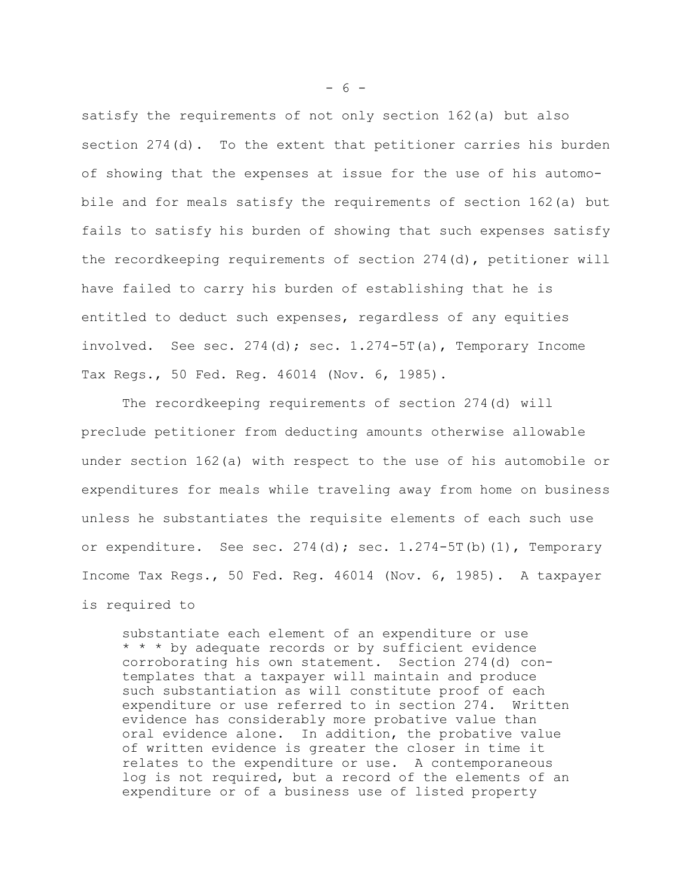satisfy the requirements of not only section 162(a) but also section 274(d). To the extent that petitioner carries his burden of showing that the expenses at issue for the use of his automobile and for meals satisfy the requirements of section 162(a) but fails to satisfy his burden of showing that such expenses satisfy the recordkeeping requirements of section 274(d), petitioner will have failed to carry his burden of establishing that he is entitled to deduct such expenses, regardless of any equities involved. See sec. 274(d); sec. 1.274-5T(a), Temporary Income Tax Regs., 50 Fed. Reg. 46014 (Nov. 6, 1985).

The recordkeeping requirements of section 274(d) will preclude petitioner from deducting amounts otherwise allowable under section 162(a) with respect to the use of his automobile or expenditures for meals while traveling away from home on business unless he substantiates the requisite elements of each such use or expenditure. See sec. 274(d); sec. 1.274-5T(b)(1), Temporary Income Tax Regs., 50 Fed. Reg. 46014 (Nov. 6, 1985). A taxpayer is required to

> substantiate each element of an expenditure or use * * * by adequate records or by sufficient evidence corroborating his own statement. Section 274(d) contemplates that a taxpayer will maintain and produce such substantiation as will constitute proof of each expenditure or use referred to in section 274. Written evidence has considerably more probative value than oral evidence alone. In addition, the probative value of written evidence is greater the closer in time it relates to the expenditure or use. A contemporaneous log is not required, but a record of the elements of an expenditure or of a business use of listed property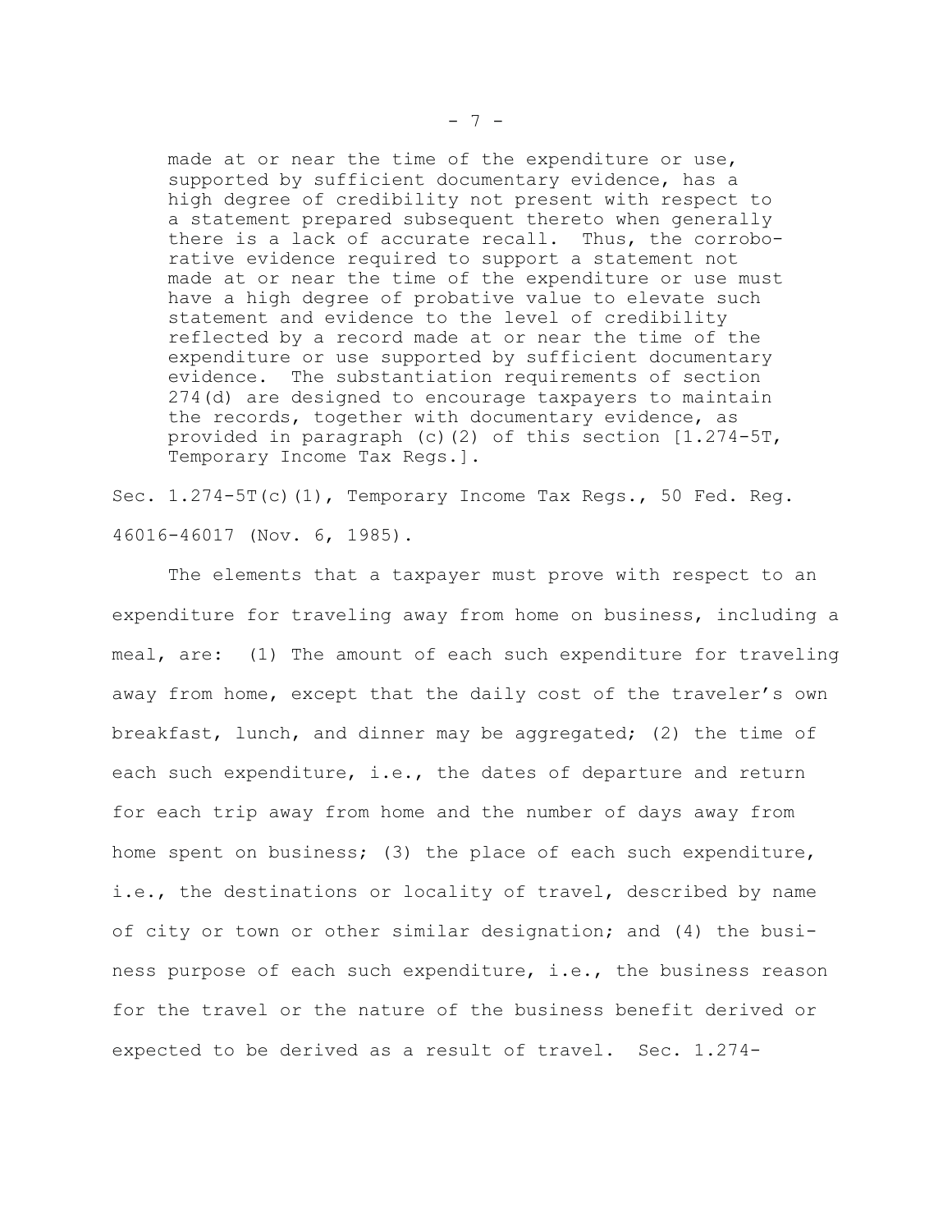> made at or near the time of the expenditure or use, supported by sufficient documentary evidence, has a high degree of credibility not present with respect to a statement prepared subsequent thereto when generally there is a lack of accurate recall. Thus, the corroborative evidence required to support a statement not made at or near the time of the expenditure or use must have a high degree of probative value to elevate such statement and evidence to the level of credibility reflected by a record made at or near the time of the expenditure or use supported by sufficient documentary evidence. The substantiation requirements of section 274(d) are designed to encourage taxpayers to maintain the records, together with documentary evidence, as provided in paragraph (c)(2) of this section [1.274-5T, Temporary Income Tax Regs.].

Sec. 1.274-5T(c)(1), Temporary Income Tax Regs., 50 Fed. Reg. 46016-46017 (Nov. 6, 1985).

The elements that a taxpayer must prove with respect to an expenditure for traveling away from home on business, including a meal, are: (1) The amount of each such expenditure for traveling away from home, except that the daily cost of the traveler's own breakfast, lunch, and dinner may be aggregated; (2) the time of each such expenditure, i.e., the dates of departure and return for each trip away from home and the number of days away from home spent on business; (3) the place of each such expenditure, i.e., the destinations or locality of travel, described by name of city or town or other similar designation; and (4) the business purpose of each such expenditure, i.e., the business reason for the travel or the nature of the business benefit derived or expected to be derived as a result of travel. Sec. 1.274-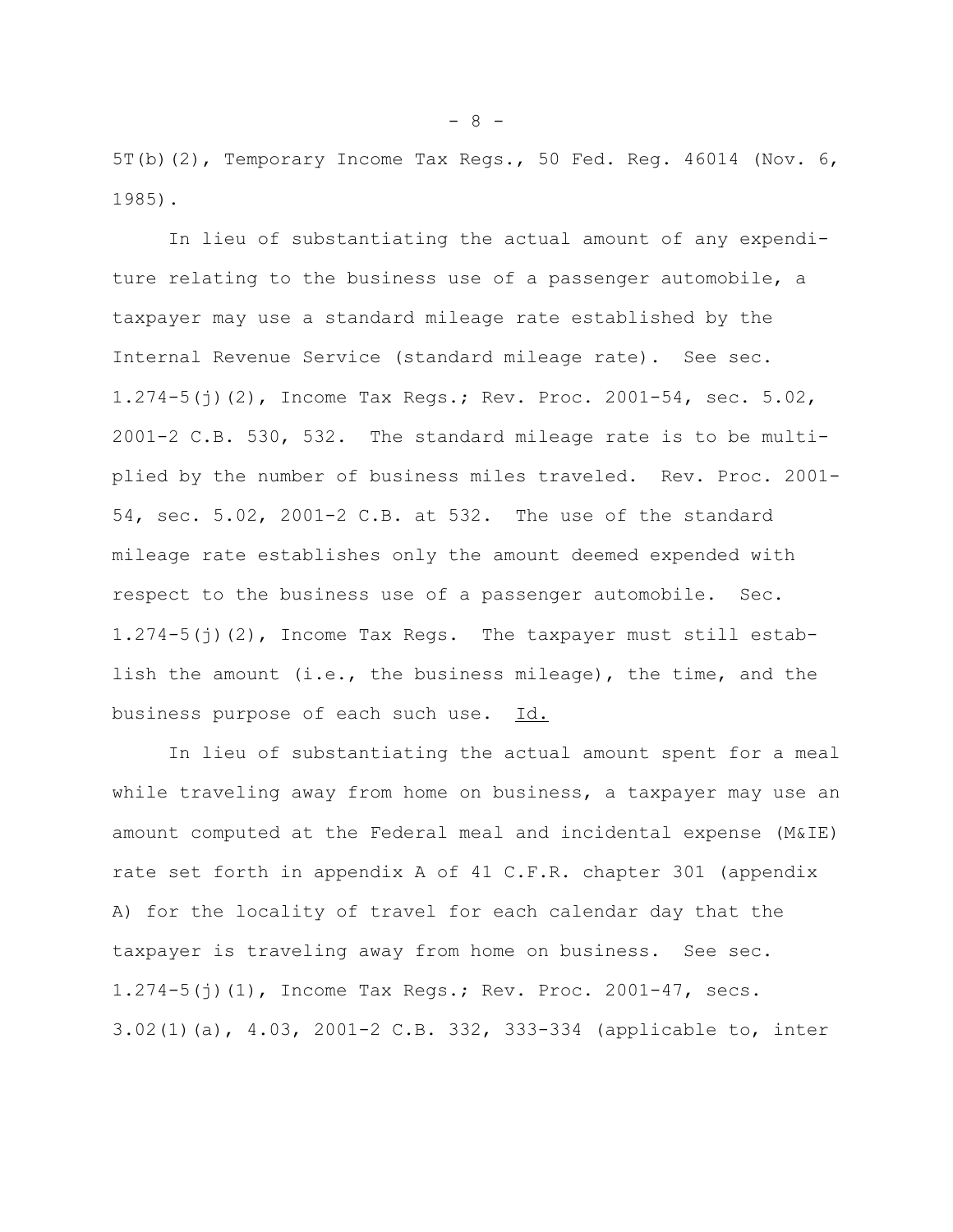5T(b)(2), Temporary Income Tax Regs., 50 Fed. Reg. 46014 (Nov. 6, 1985).

In lieu of substantiating the actual amount of any expenditure relating to the business use of a passenger automobile, a taxpayer may use a standard mileage rate established by the Internal Revenue Service (standard mileage rate). See sec. 1.274-5(j)(2), Income Tax Regs.; Rev. Proc. 2001-54, sec. 5.02, 2001-2 C.B. 530, 532. The standard mileage rate is to be multiplied by the number of business miles traveled. Rev. Proc. 2001-54, sec. 5.02, 2001-2 C.B. at 532. The use of the standard mileage rate establishes only the amount deemed expended with respect to the business use of a passenger automobile. Sec. 1.274-5(j)(2), Income Tax Regs. The taxpayer must still establish the amount (i.e., the business mileage), the time, and the business purpose of each such use. Id.

In lieu of substantiating the actual amount spent for a meal while traveling away from home on business, a taxpayer may use an amount computed at the Federal meal and incidental expense (M&IE) rate set forth in appendix A of 41 C.F.R. chapter 301 (appendix A) for the locality of travel for each calendar day that the taxpayer is traveling away from home on business. See sec. 1.274-5(j)(1), Income Tax Regs.; Rev. Proc. 2001-47, secs. 3.02(1)(a), 4.03, 2001-2 C.B. 332, 333-334 (applicable to, inter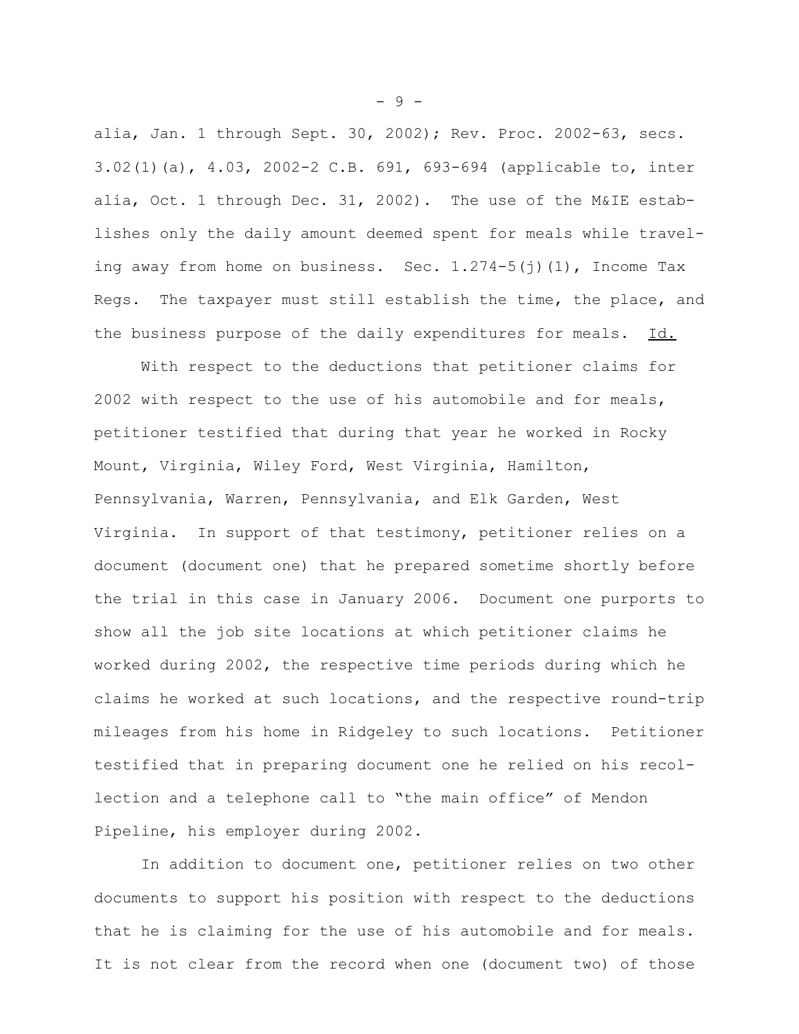alia, Jan. 1 through Sept. 30, 2002); Rev. Proc. 2002-63, secs. 3.02(1)(a), 4.03, 2002-2 C.B. 691, 693-694 (applicable to, inter alia, Oct. 1 through Dec. 31, 2002). The use of the M&IE establishes only the daily amount deemed spent for meals while traveling away from home on business. Sec. 1.274-5(j)(1), Income Tax Regs. The taxpayer must still establish the time, the place, and the business purpose of the daily expenditures for meals. Id.

With respect to the deductions that petitioner claims for 2002 with respect to the use of his automobile and for meals, petitioner testified that during that year he worked in Rocky Mount, Virginia, Wiley Ford, West Virginia, Hamilton, Pennsylvania, Warren, Pennsylvania, and Elk Garden, West Virginia. In support of that testimony, petitioner relies on a document (document one) that he prepared sometime shortly before the trial in this case in January 2006. Document one purports to show all the job site locations at which petitioner claims he worked during 2002, the respective time periods during which he claims he worked at such locations, and the respective round-trip mileages from his home in Ridgeley to such locations. Petitioner testified that in preparing document one he relied on his recollection and a telephone call to "the main office" of Mendon Pipeline, his employer during 2002.

In addition to document one, petitioner relies on two other documents to support his position with respect to the deductions that he is claiming for the use of his automobile and for meals. It is not clear from the record when one (document two) of those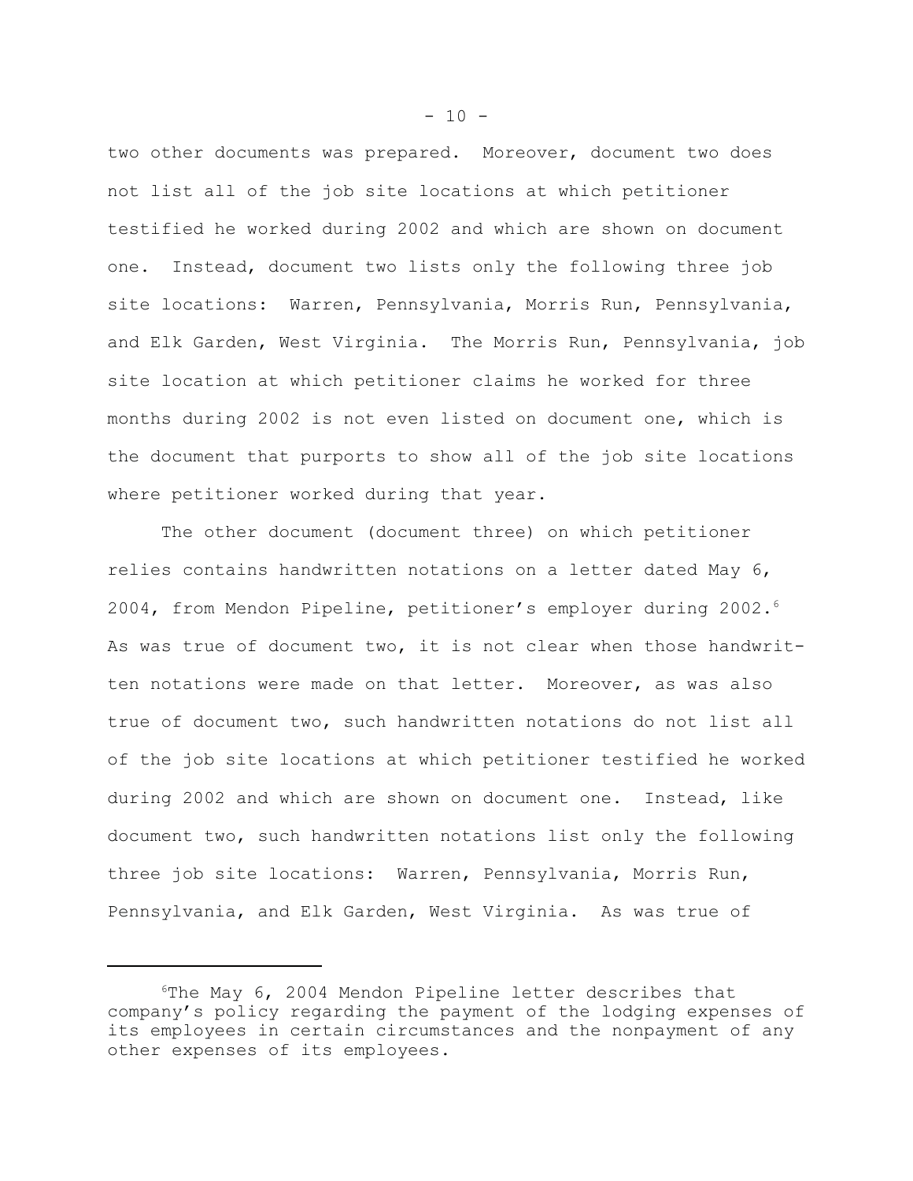two other documents was prepared. Moreover, document two does not list all of the job site locations at which petitioner testified he worked during 2002 and which are shown on document one. Instead, document two lists only the following three job site locations: Warren, Pennsylvania, Morris Run, Pennsylvania, and Elk Garden, West Virginia. The Morris Run, Pennsylvania, job site location at which petitioner claims he worked for three months during 2002 is not even listed on document one, which is the document that purports to show all of the job site locations where petitioner worked during that year.

The other document (document three) on which petitioner relies contains handwritten notations on a letter dated May 6, 2004, from Mendon Pipeline, petitioner's employer during 2002.[6] As was true of document two, it is not clear when those handwritten notations were made on that letter. Moreover, as was also true of document two, such handwritten notations do not list all of the job site locations at which petitioner testified he worked during 2002 and which are shown on document one. Instead, like document two, such handwritten notations list only the following three job site locations: Warren, Pennsylvania, Morris Run, Pennsylvania, and Elk Garden, West Virginia. As was true of

---

[6]The May 6, 2004 Mendon Pipeline letter describes that company's policy regarding the payment of the lodging expenses of its employees in certain circumstances and the nonpayment of any other expenses of its employees.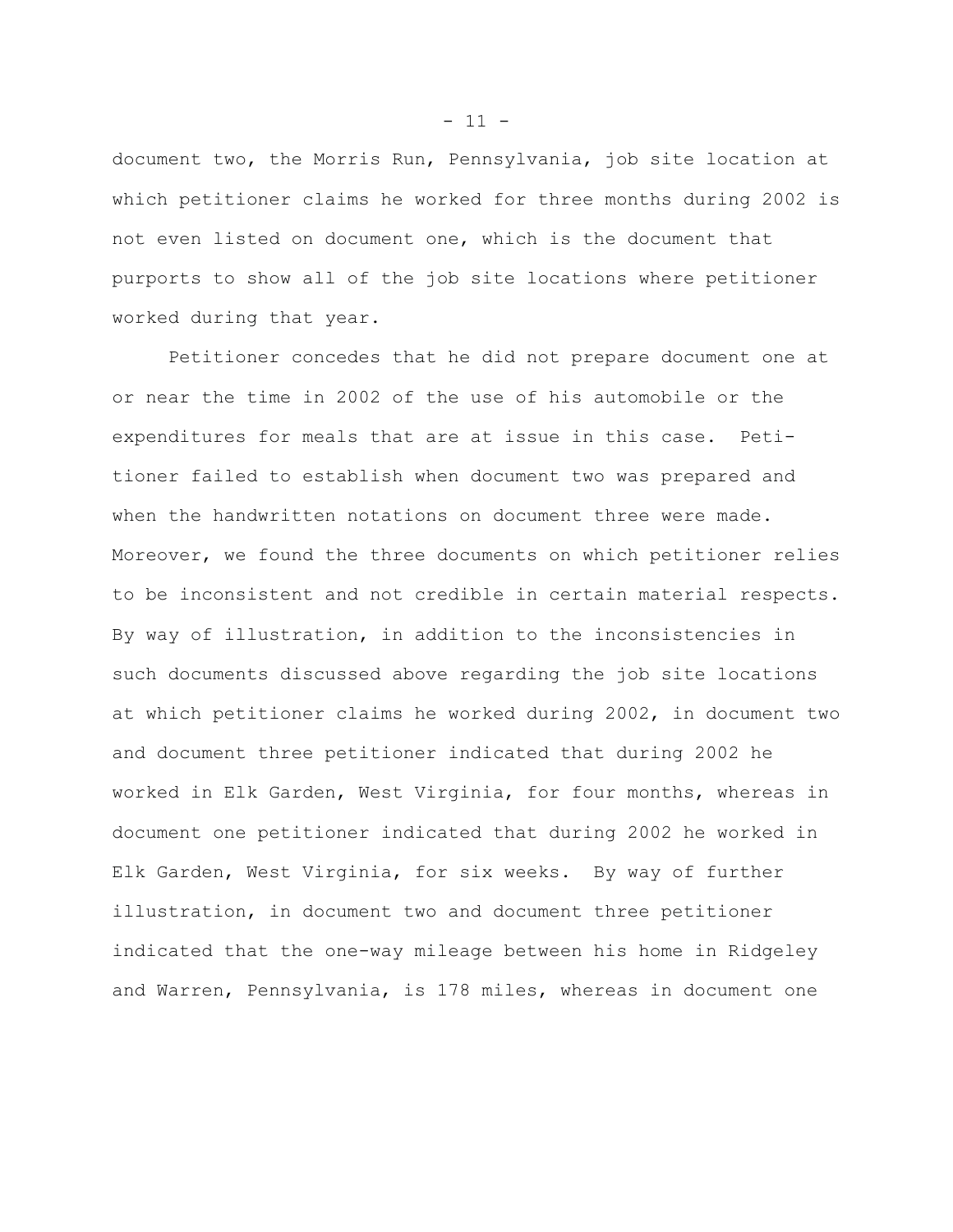document two, the Morris Run, Pennsylvania, job site location at which petitioner claims he worked for three months during 2002 is not even listed on document one, which is the document that purports to show all of the job site locations where petitioner worked during that year.

Petitioner concedes that he did not prepare document one at or near the time in 2002 of the use of his automobile or the expenditures for meals that are at issue in this case. Petitioner failed to establish when document two was prepared and when the handwritten notations on document three were made. Moreover, we found the three documents on which petitioner relies to be inconsistent and not credible in certain material respects. By way of illustration, in addition to the inconsistencies in such documents discussed above regarding the job site locations at which petitioner claims he worked during 2002, in document two and document three petitioner indicated that during 2002 he worked in Elk Garden, West Virginia, for four months, whereas in document one petitioner indicated that during 2002 he worked in Elk Garden, West Virginia, for six weeks. By way of further illustration, in document two and document three petitioner indicated that the one-way mileage between his home in Ridgeley and Warren, Pennsylvania, is 178 miles, whereas in document one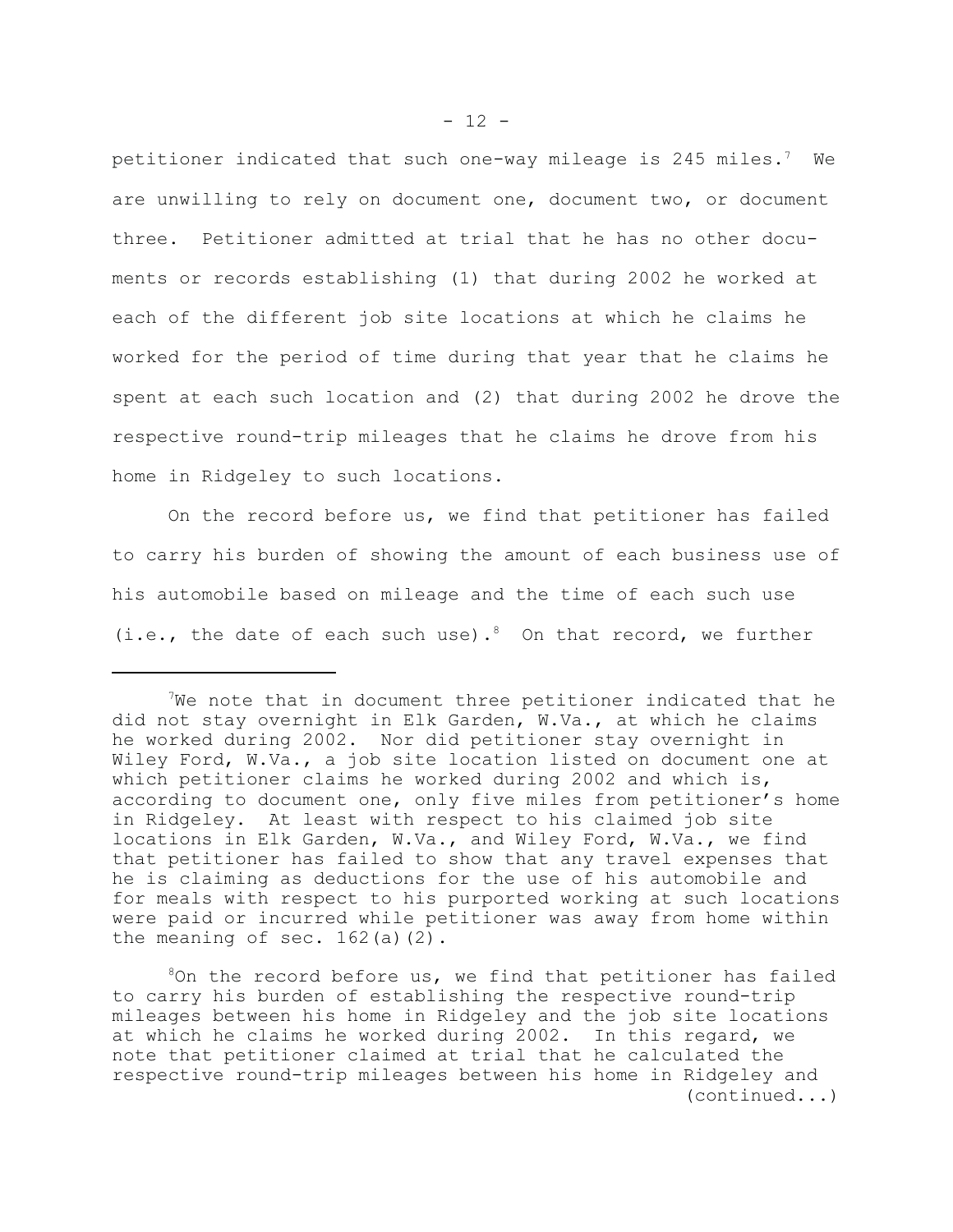petitioner indicated that such one-way mileage is 245 miles.[7] We are unwilling to rely on document one, document two, or document three. Petitioner admitted at trial that he has no other documents or records establishing (1) that during 2002 he worked at each of the different job site locations at which he claims he worked for the period of time during that year that he claims he spent at each such location and (2) that during 2002 he drove the respective round-trip mileages that he claims he drove from his home in Ridgeley to such locations.

On the record before us, we find that petitioner has failed to carry his burden of showing the amount of each business use of his automobile based on mileage and the time of each such use (i.e., the date of each such use).[8] On that record, we further

---

[7]We note that in document three petitioner indicated that he did not stay overnight in Elk Garden, W.Va., at which he claims he worked during 2002. Nor did petitioner stay overnight in Wiley Ford, W.Va., a job site location listed on document one at which petitioner claims he worked during 2002 and which is, according to document one, only five miles from petitioner's home in Ridgeley. At least with respect to his claimed job site locations in Elk Garden, W.Va., and Wiley Ford, W.Va., we find that petitioner has failed to show that any travel expenses that he is claiming as deductions for the use of his automobile and for meals with respect to his purported working at such locations were paid or incurred while petitioner was away from home within the meaning of sec. 162(a)(2).

[8]On the record before us, we find that petitioner has failed to carry his burden of establishing the respective round-trip mileages between his home in Ridgeley and the job site locations at which he claims he worked during 2002. In this regard, we note that petitioner claimed at trial that he calculated the respective round-trip mileages between his home in Ridgeley and (continued...)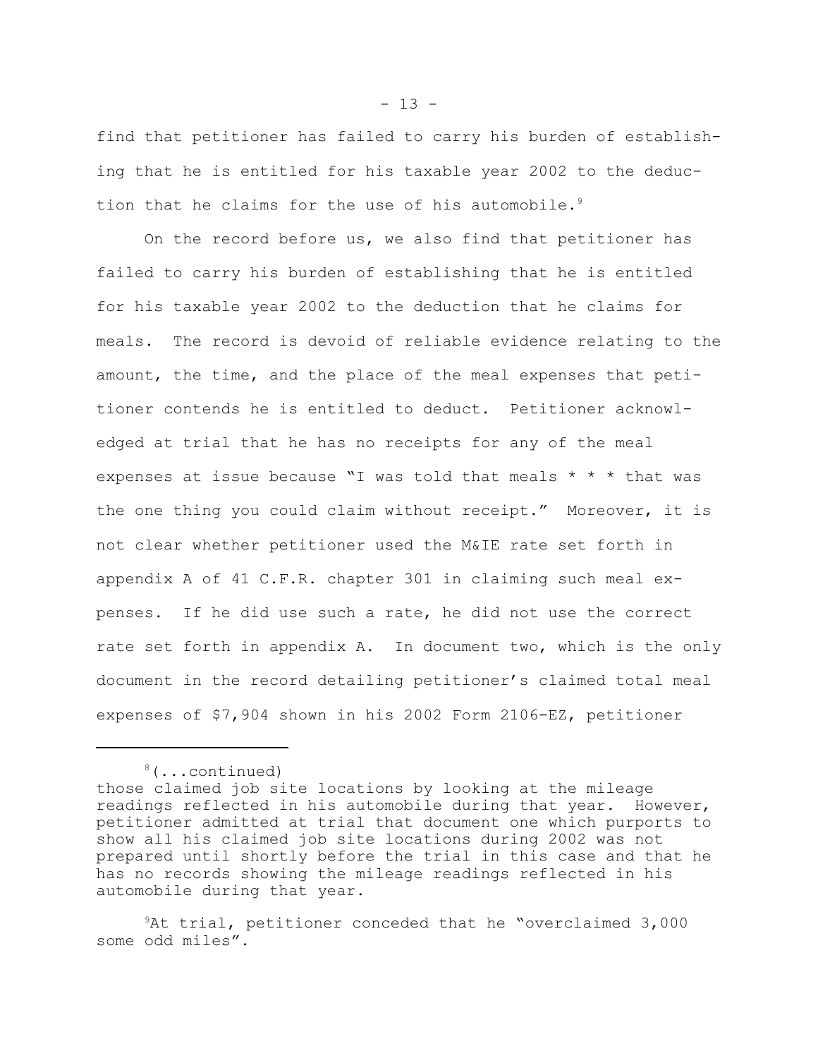find that petitioner has failed to carry his burden of establishing that he is entitled for his taxable year 2002 to the deduction that he claims for the use of his automobile.[9]

On the record before us, we also find that petitioner has failed to carry his burden of establishing that he is entitled for his taxable year 2002 to the deduction that he claims for meals. The record is devoid of reliable evidence relating to the amount, the time, and the place of the meal expenses that petitioner contends he is entitled to deduct. Petitioner acknowledged at trial that he has no receipts for any of the meal expenses at issue because "I was told that meals * * * that was the one thing you could claim without receipt." Moreover, it is not clear whether petitioner used the M&IE rate set forth in appendix A of 41 C.F.R. chapter 301 in claiming such meal expenses. If he did use such a rate, he did not use the correct rate set forth in appendix A. In document two, which is the only document in the record detailing petitioner's claimed total meal expenses of $7,904 shown in his 2002 Form 2106-EZ, petitioner

---

[8](...continued)
those claimed job site locations by looking at the mileage readings reflected in his automobile during that year. However, petitioner admitted at trial that document one which purports to show all his claimed job site locations during 2002 was not prepared until shortly before the trial in this case and that he has no records showing the mileage readings reflected in his automobile during that year.

[9]At trial, petitioner conceded that he "overclaimed 3,000 some odd miles".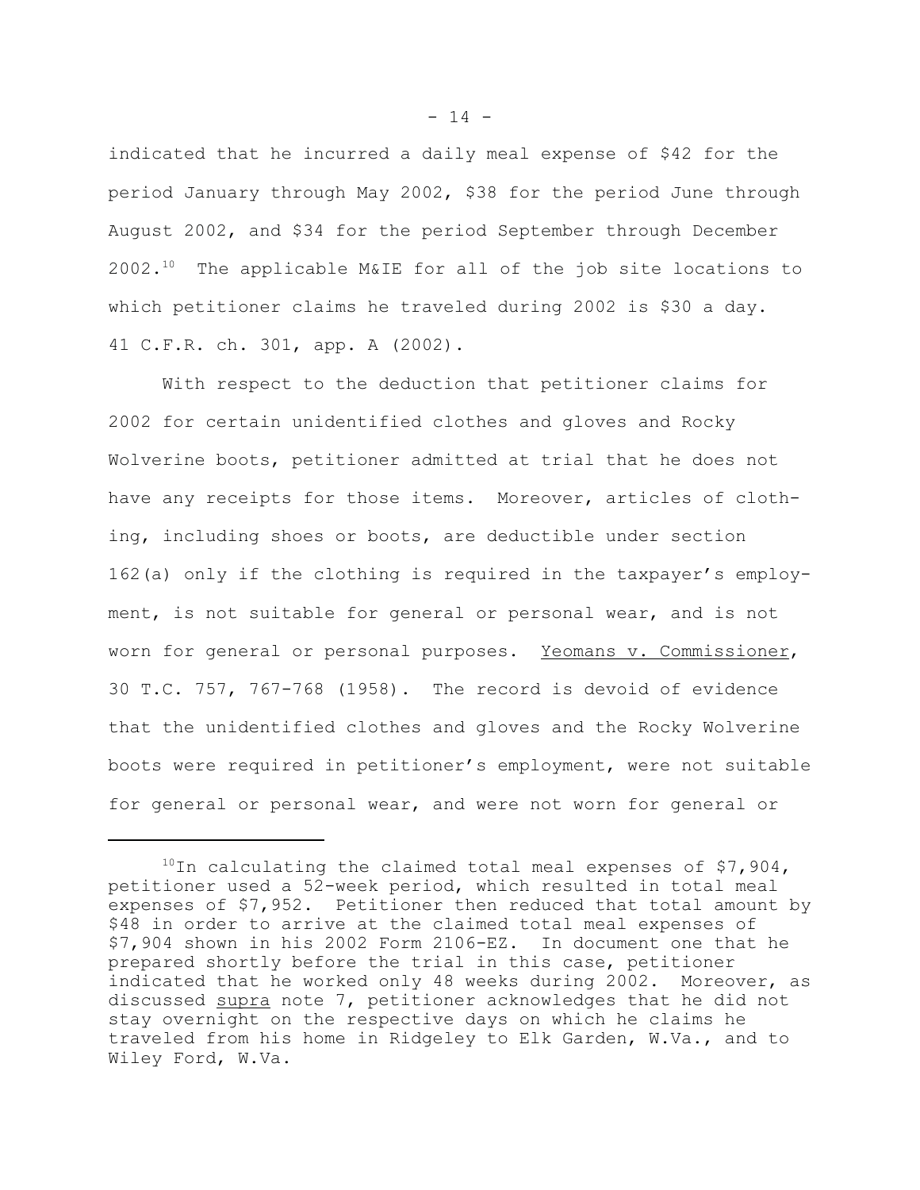indicated that he incurred a daily meal expense of $42 for the period January through May 2002, $38 for the period June through August 2002, and $34 for the period September through December 2002.[10] The applicable M&IE for all of the job site locations to which petitioner claims he traveled during 2002 is $30 a day. 41 C.F.R. ch. 301, app. A (2002).

With respect to the deduction that petitioner claims for 2002 for certain unidentified clothes and gloves and Rocky Wolverine boots, petitioner admitted at trial that he does not have any receipts for those items. Moreover, articles of clothing, including shoes or boots, are deductible under section 162(a) only if the clothing is required in the taxpayer's employment, is not suitable for general or personal wear, and is not worn for general or personal purposes. Yeomans v. Commissioner, 30 T.C. 757, 767-768 (1958). The record is devoid of evidence that the unidentified clothes and gloves and the Rocky Wolverine boots were required in petitioner's employment, were not suitable for general or personal wear, and were not worn for general or

---

[10] In calculating the claimed total meal expenses of $7,904, petitioner used a 52-week period, which resulted in total meal expenses of $7,952. Petitioner then reduced that total amount by $48 in order to arrive at the claimed total meal expenses of $7,904 shown in his 2002 Form 2106-EZ. In document one that he prepared shortly before the trial in this case, petitioner indicated that he worked only 48 weeks during 2002. Moreover, as discussed supra note 7, petitioner acknowledges that he did not stay overnight on the respective days on which he claims he traveled from his home in Ridgeley to Elk Garden, W.Va., and to Wiley Ford, W.Va.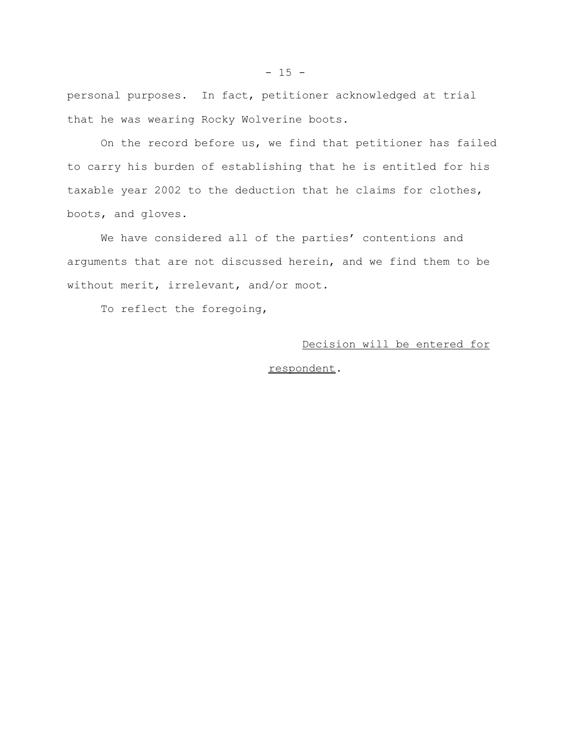personal purposes. In fact, petitioner acknowledged at trial that he was wearing Rocky Wolverine boots.

On the record before us, we find that petitioner has failed to carry his burden of establishing that he is entitled for his taxable year 2002 to the deduction that he claims for clothes, boots, and gloves.

We have considered all of the parties' contentions and arguments that are not discussed herein, and we find them to be without merit, irrelevant, and/or moot.

To reflect the foregoing,

Decision will be entered for respondent.